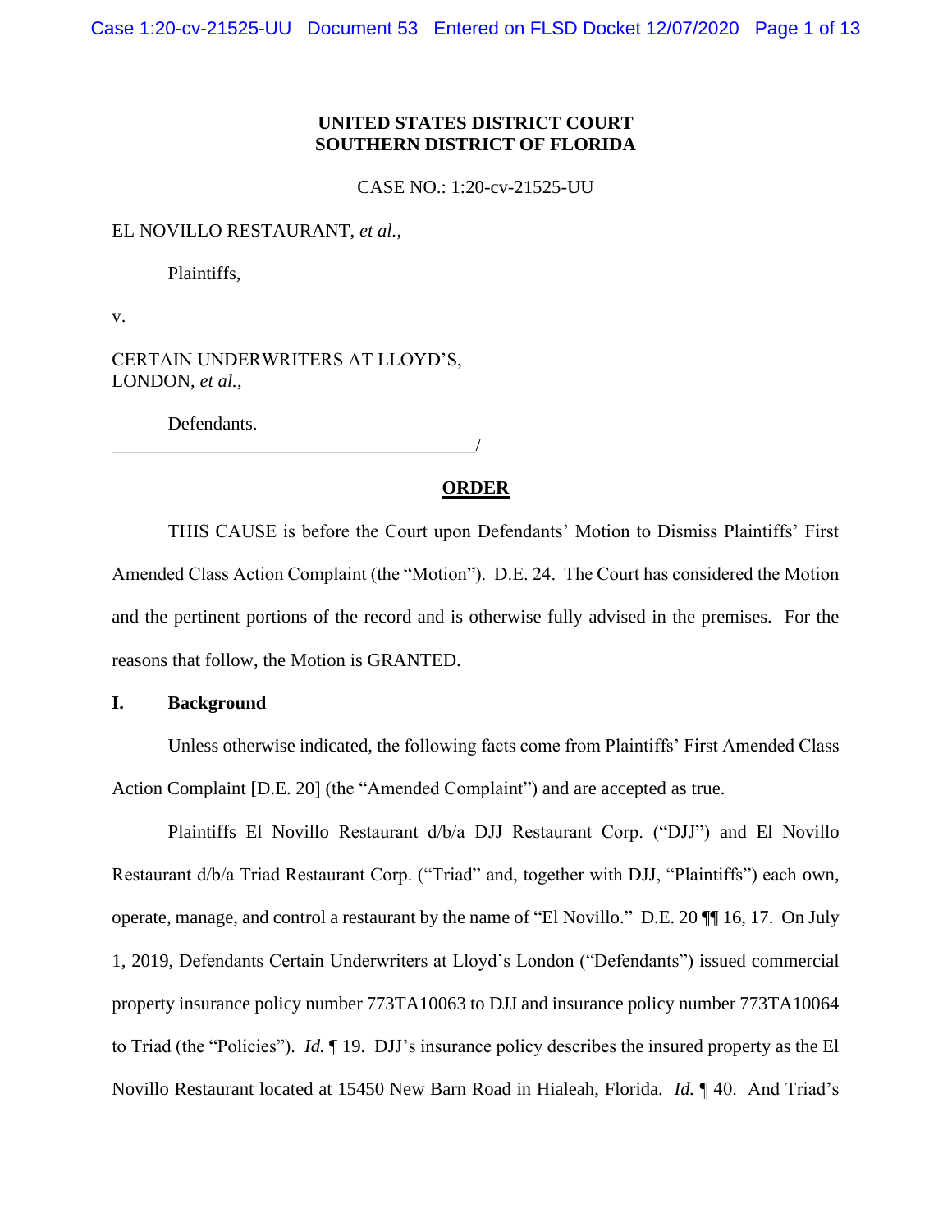**UNITED STATES DISTRICT COURT**
**SOUTHERN DISTRICT OF FLORIDA**

CASE NO.: 1:20-cv-21525-UU

EL NOVILLO RESTAURANT, *et al.*,

Plaintiffs,

v.

CERTAIN UNDERWRITERS AT LLOYD'S, LONDON, *et al.*,

Defendants.
_______________________________________/

**ORDER**

THIS CAUSE is before the Court upon Defendants' Motion to Dismiss Plaintiffs' First Amended Class Action Complaint (the "Motion"). D.E. 24. The Court has considered the Motion and the pertinent portions of the record and is otherwise fully advised in the premises. For the reasons that follow, the Motion is GRANTED.

## I. Background

Unless otherwise indicated, the following facts come from Plaintiffs' First Amended Class Action Complaint [D.E. 20] (the "Amended Complaint") and are accepted as true.

Plaintiffs El Novillo Restaurant d/b/a DJJ Restaurant Corp. ("DJJ") and El Novillo Restaurant d/b/a Triad Restaurant Corp. ("Triad" and, together with DJJ, "Plaintiffs") each own, operate, manage, and control a restaurant by the name of "El Novillo." D.E. 20 ¶¶ 16, 17. On July 1, 2019, Defendants Certain Underwriters at Lloyd's London ("Defendants") issued commercial property insurance policy number 773TA10063 to DJJ and insurance policy number 773TA10064 to Triad (the "Policies"). *Id.* ¶ 19. DJJ's insurance policy describes the insured property as the El Novillo Restaurant located at 15450 New Barn Road in Hialeah, Florida. *Id.* ¶ 40. And Triad's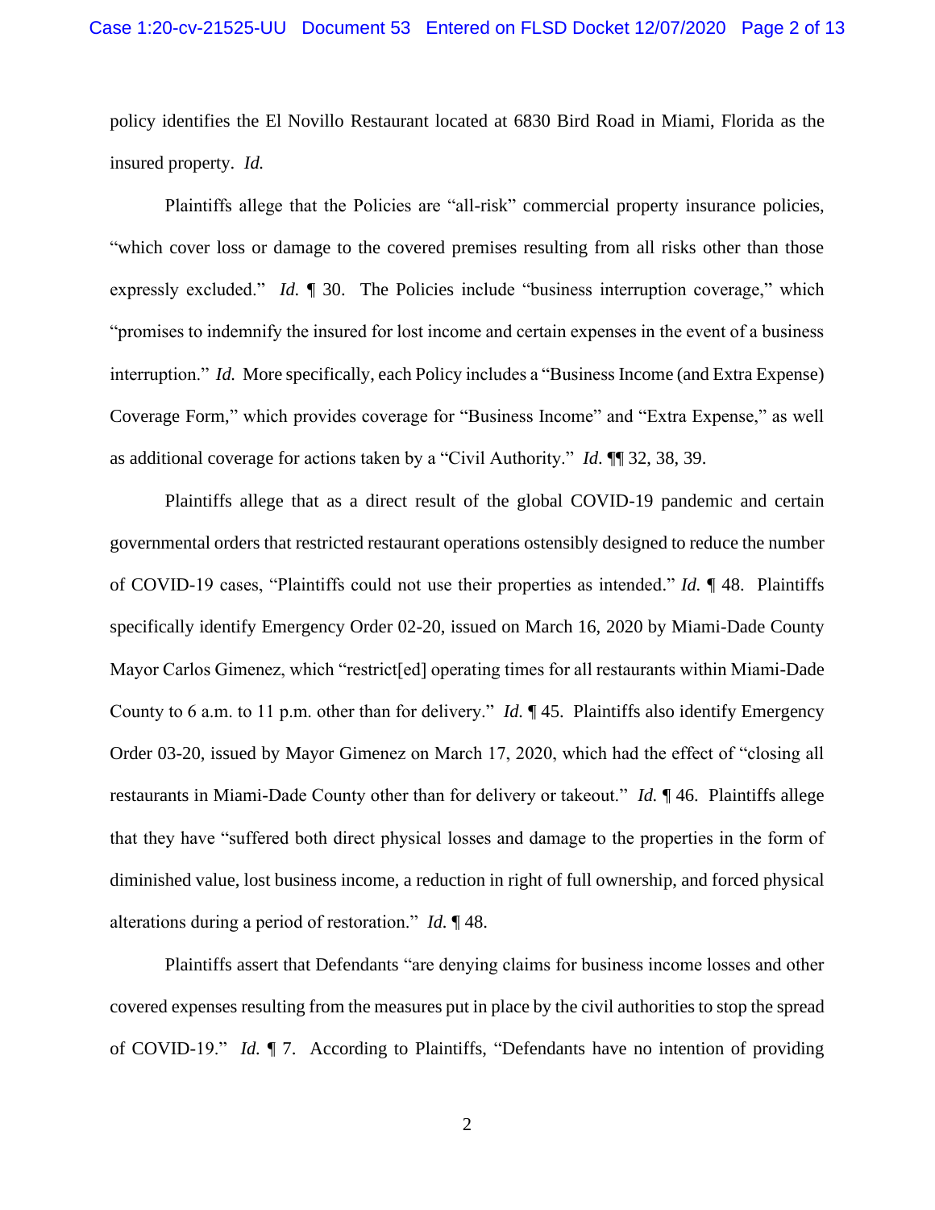policy identifies the El Novillo Restaurant located at 6830 Bird Road in Miami, Florida as the insured property. *Id.*

Plaintiffs allege that the Policies are "all-risk" commercial property insurance policies, "which cover loss or damage to the covered premises resulting from all risks other than those expressly excluded." *Id.* ¶ 30. The Policies include "business interruption coverage," which "promises to indemnify the insured for lost income and certain expenses in the event of a business interruption." *Id.* More specifically, each Policy includes a "Business Income (and Extra Expense) Coverage Form," which provides coverage for "Business Income" and "Extra Expense," as well as additional coverage for actions taken by a "Civil Authority." *Id.* ¶¶ 32, 38, 39.

Plaintiffs allege that as a direct result of the global COVID-19 pandemic and certain governmental orders that restricted restaurant operations ostensibly designed to reduce the number of COVID-19 cases, "Plaintiffs could not use their properties as intended." *Id.* ¶ 48. Plaintiffs specifically identify Emergency Order 02-20, issued on March 16, 2020 by Miami-Dade County Mayor Carlos Gimenez, which "restrict[ed] operating times for all restaurants within Miami-Dade County to 6 a.m. to 11 p.m. other than for delivery." *Id.* ¶ 45. Plaintiffs also identify Emergency Order 03-20, issued by Mayor Gimenez on March 17, 2020, which had the effect of "closing all restaurants in Miami-Dade County other than for delivery or takeout." *Id.* ¶ 46. Plaintiffs allege that they have "suffered both direct physical losses and damage to the properties in the form of diminished value, lost business income, a reduction in right of full ownership, and forced physical alterations during a period of restoration." *Id.* ¶ 48.

Plaintiffs assert that Defendants "are denying claims for business income losses and other covered expenses resulting from the measures put in place by the civil authorities to stop the spread of COVID-19." *Id.* ¶ 7. According to Plaintiffs, "Defendants have no intention of providing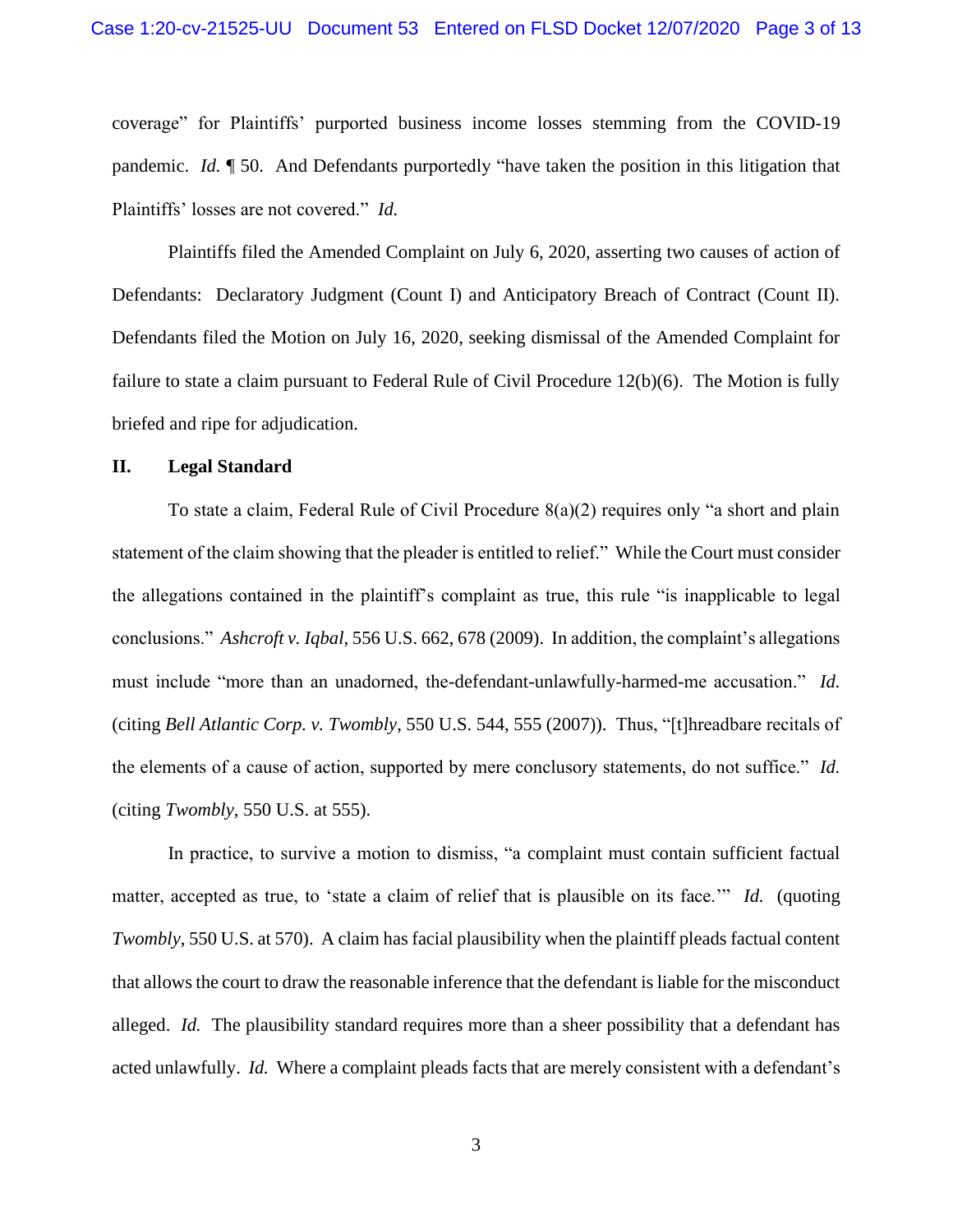coverage" for Plaintiffs' purported business income losses stemming from the COVID-19 pandemic. *Id.* ¶ 50. And Defendants purportedly "have taken the position in this litigation that Plaintiffs' losses are not covered." *Id.*

Plaintiffs filed the Amended Complaint on July 6, 2020, asserting two causes of action of Defendants: Declaratory Judgment (Count I) and Anticipatory Breach of Contract (Count II). Defendants filed the Motion on July 16, 2020, seeking dismissal of the Amended Complaint for failure to state a claim pursuant to Federal Rule of Civil Procedure 12(b)(6). The Motion is fully briefed and ripe for adjudication.

## II. Legal Standard

To state a claim, Federal Rule of Civil Procedure 8(a)(2) requires only "a short and plain statement of the claim showing that the pleader is entitled to relief." While the Court must consider the allegations contained in the plaintiff's complaint as true, this rule "is inapplicable to legal conclusions." *Ashcroft v. Iqbal*, 556 U.S. 662, 678 (2009). In addition, the complaint's allegations must include "more than an unadorned, the-defendant-unlawfully-harmed-me accusation." *Id.* (citing *Bell Atlantic Corp. v. Twombly*, 550 U.S. 544, 555 (2007)). Thus, "[t]hreadbare recitals of the elements of a cause of action, supported by mere conclusory statements, do not suffice." *Id.* (citing *Twombly*, 550 U.S. at 555).

In practice, to survive a motion to dismiss, "a complaint must contain sufficient factual matter, accepted as true, to 'state a claim of relief that is plausible on its face.'" *Id.* (quoting *Twombly*, 550 U.S. at 570). A claim has facial plausibility when the plaintiff pleads factual content that allows the court to draw the reasonable inference that the defendant is liable for the misconduct alleged. *Id.* The plausibility standard requires more than a sheer possibility that a defendant has acted unlawfully. *Id.* Where a complaint pleads facts that are merely consistent with a defendant's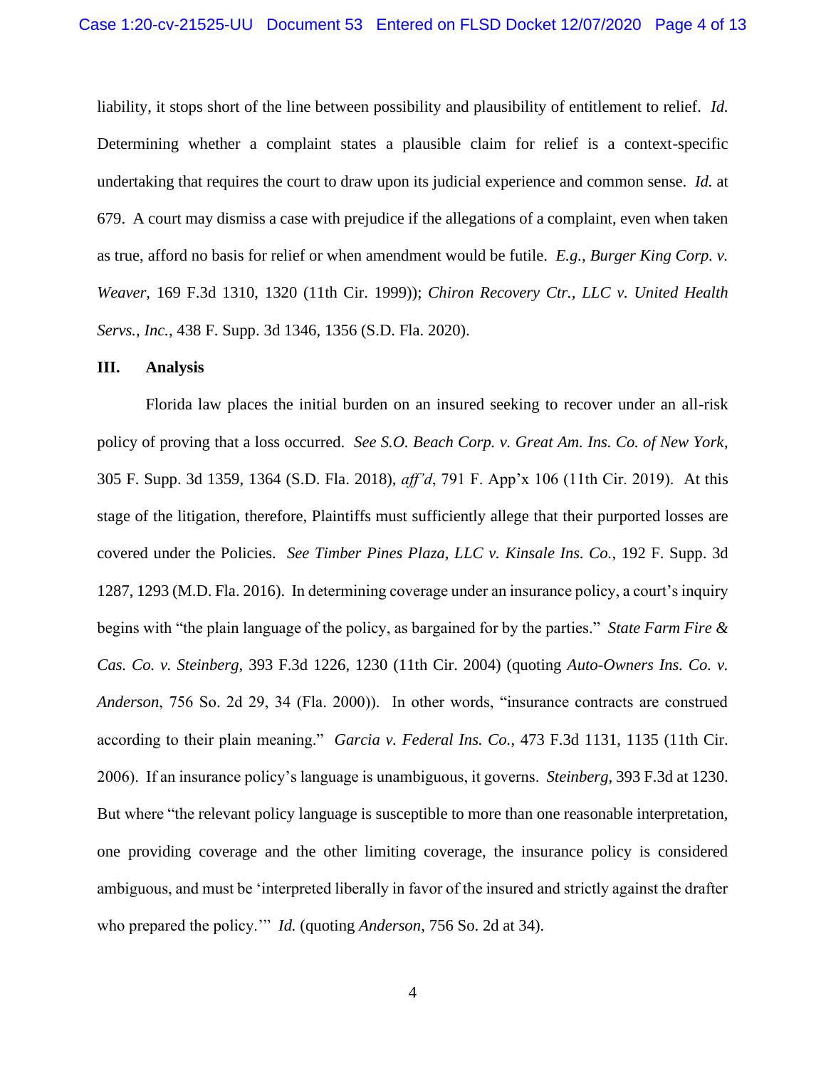liability, it stops short of the line between possibility and plausibility of entitlement to relief. *Id.* Determining whether a complaint states a plausible claim for relief is a context-specific undertaking that requires the court to draw upon its judicial experience and common sense. *Id.* at 679. A court may dismiss a case with prejudice if the allegations of a complaint, even when taken as true, afford no basis for relief or when amendment would be futile. *E.g.*, *Burger King Corp. v. Weaver*, 169 F.3d 1310, 1320 (11th Cir. 1999)); *Chiron Recovery Ctr., LLC v. United Health Servs., Inc.*, 438 F. Supp. 3d 1346, 1356 (S.D. Fla. 2020).

## III. Analysis

Florida law places the initial burden on an insured seeking to recover under an all-risk policy of proving that a loss occurred. *See S.O. Beach Corp. v. Great Am. Ins. Co. of New York*, 305 F. Supp. 3d 1359, 1364 (S.D. Fla. 2018), *aff'd*, 791 F. App'x 106 (11th Cir. 2019). At this stage of the litigation, therefore, Plaintiffs must sufficiently allege that their purported losses are covered under the Policies. *See Timber Pines Plaza, LLC v. Kinsale Ins. Co.*, 192 F. Supp. 3d 1287, 1293 (M.D. Fla. 2016). In determining coverage under an insurance policy, a court's inquiry begins with "the plain language of the policy, as bargained for by the parties." *State Farm Fire & Cas. Co. v. Steinberg*, 393 F.3d 1226, 1230 (11th Cir. 2004) (quoting *Auto-Owners Ins. Co. v. Anderson*, 756 So. 2d 29, 34 (Fla. 2000)). In other words, "insurance contracts are construed according to their plain meaning." *Garcia v. Federal Ins. Co.*, 473 F.3d 1131, 1135 (11th Cir. 2006). If an insurance policy's language is unambiguous, it governs. *Steinberg*, 393 F.3d at 1230. But where "the relevant policy language is susceptible to more than one reasonable interpretation, one providing coverage and the other limiting coverage, the insurance policy is considered ambiguous, and must be 'interpreted liberally in favor of the insured and strictly against the drafter who prepared the policy.'" *Id.* (quoting *Anderson*, 756 So. 2d at 34).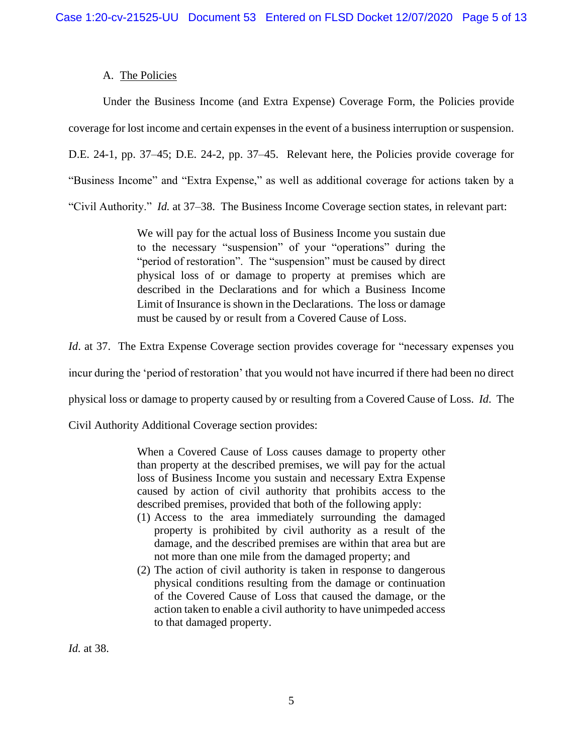### A. The Policies

Under the Business Income (and Extra Expense) Coverage Form, the Policies provide coverage for lost income and certain expenses in the event of a business interruption or suspension. D.E. 24-1, pp. 37–45; D.E. 24-2, pp. 37–45. Relevant here, the Policies provide coverage for "Business Income" and "Extra Expense," as well as additional coverage for actions taken by a "Civil Authority." *Id.* at 37–38. The Business Income Coverage section states, in relevant part:

> We will pay for the actual loss of Business Income you sustain due to the necessary "suspension" of your "operations" during the "period of restoration". The "suspension" must be caused by direct physical loss of or damage to property at premises which are described in the Declarations and for which a Business Income Limit of Insurance is shown in the Declarations. The loss or damage must be caused by or result from a Covered Cause of Loss.

*Id*. at 37. The Extra Expense Coverage section provides coverage for "necessary expenses you incur during the 'period of restoration' that you would not have incurred if there had been no direct physical loss or damage to property caused by or resulting from a Covered Cause of Loss. *Id*. The Civil Authority Additional Coverage section provides:

> When a Covered Cause of Loss causes damage to property other than property at the described premises, we will pay for the actual loss of Business Income you sustain and necessary Extra Expense caused by action of civil authority that prohibits access to the described premises, provided that both of the following apply:
>
> (1) Access to the area immediately surrounding the damaged property is prohibited by civil authority as a result of the damage, and the described premises are within that area but are not more than one mile from the damaged property; and
>
> (2) The action of civil authority is taken in response to dangerous physical conditions resulting from the damage or continuation of the Covered Cause of Loss that caused the damage, or the action taken to enable a civil authority to have unimpeded access to that damaged property.

*Id.* at 38.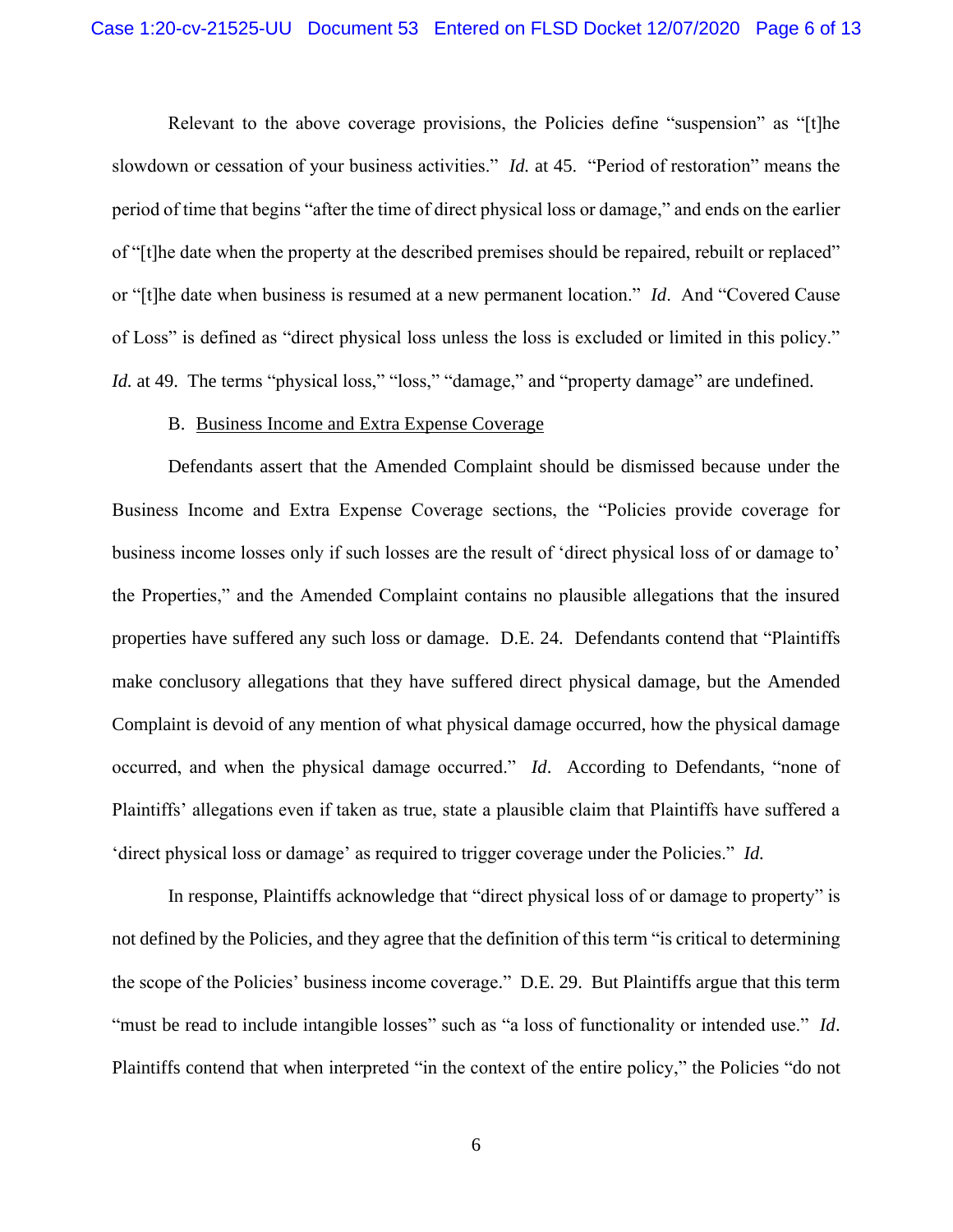Relevant to the above coverage provisions, the Policies define "suspension" as "[t]he slowdown or cessation of your business activities." *Id.* at 45. "Period of restoration" means the period of time that begins "after the time of direct physical loss or damage," and ends on the earlier of "[t]he date when the property at the described premises should be repaired, rebuilt or replaced" or "[t]he date when business is resumed at a new permanent location." *Id*. And "Covered Cause of Loss" is defined as "direct physical loss unless the loss is excluded or limited in this policy." *Id.* at 49. The terms "physical loss," "loss," "damage," and "property damage" are undefined.

B. Business Income and Extra Expense Coverage

Defendants assert that the Amended Complaint should be dismissed because under the Business Income and Extra Expense Coverage sections, the "Policies provide coverage for business income losses only if such losses are the result of 'direct physical loss of or damage to' the Properties," and the Amended Complaint contains no plausible allegations that the insured properties have suffered any such loss or damage. D.E. 24. Defendants contend that "Plaintiffs make conclusory allegations that they have suffered direct physical damage, but the Amended Complaint is devoid of any mention of what physical damage occurred, how the physical damage occurred, and when the physical damage occurred." *Id*. According to Defendants, "none of Plaintiffs' allegations even if taken as true, state a plausible claim that Plaintiffs have suffered a 'direct physical loss or damage' as required to trigger coverage under the Policies." *Id.*

In response, Plaintiffs acknowledge that "direct physical loss of or damage to property" is not defined by the Policies, and they agree that the definition of this term "is critical to determining the scope of the Policies' business income coverage." D.E. 29. But Plaintiffs argue that this term "must be read to include intangible losses" such as "a loss of functionality or intended use." *Id*. Plaintiffs contend that when interpreted "in the context of the entire policy," the Policies "do not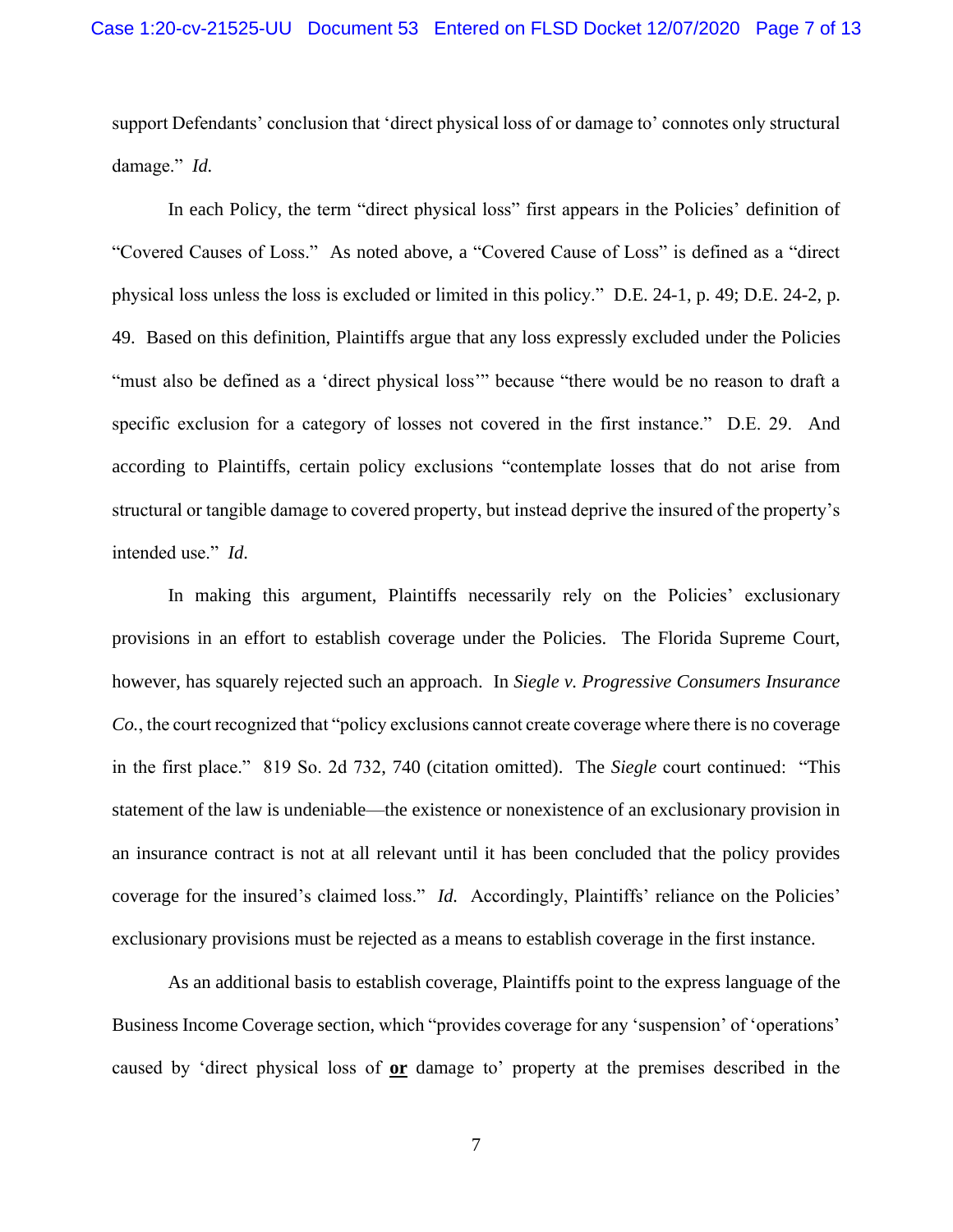support Defendants' conclusion that 'direct physical loss of or damage to' connotes only structural damage." *Id.*

In each Policy, the term "direct physical loss" first appears in the Policies' definition of "Covered Causes of Loss." As noted above, a "Covered Cause of Loss" is defined as a "direct physical loss unless the loss is excluded or limited in this policy." D.E. 24-1, p. 49; D.E. 24-2, p. 49. Based on this definition, Plaintiffs argue that any loss expressly excluded under the Policies "must also be defined as a 'direct physical loss'" because "there would be no reason to draft a specific exclusion for a category of losses not covered in the first instance." D.E. 29. And according to Plaintiffs, certain policy exclusions "contemplate losses that do not arise from structural or tangible damage to covered property, but instead deprive the insured of the property's intended use." *Id.*

In making this argument, Plaintiffs necessarily rely on the Policies' exclusionary provisions in an effort to establish coverage under the Policies. The Florida Supreme Court, however, has squarely rejected such an approach. In *Siegle v. Progressive Consumers Insurance Co.*, the court recognized that "policy exclusions cannot create coverage where there is no coverage in the first place." 819 So. 2d 732, 740 (citation omitted). The *Siegle* court continued: "This statement of the law is undeniable—the existence or nonexistence of an exclusionary provision in an insurance contract is not at all relevant until it has been concluded that the policy provides coverage for the insured's claimed loss." *Id.* Accordingly, Plaintiffs' reliance on the Policies' exclusionary provisions must be rejected as a means to establish coverage in the first instance.

As an additional basis to establish coverage, Plaintiffs point to the express language of the Business Income Coverage section, which "provides coverage for any 'suspension' of 'operations' caused by 'direct physical loss of **<u>or</u>** damage to' property at the premises described in the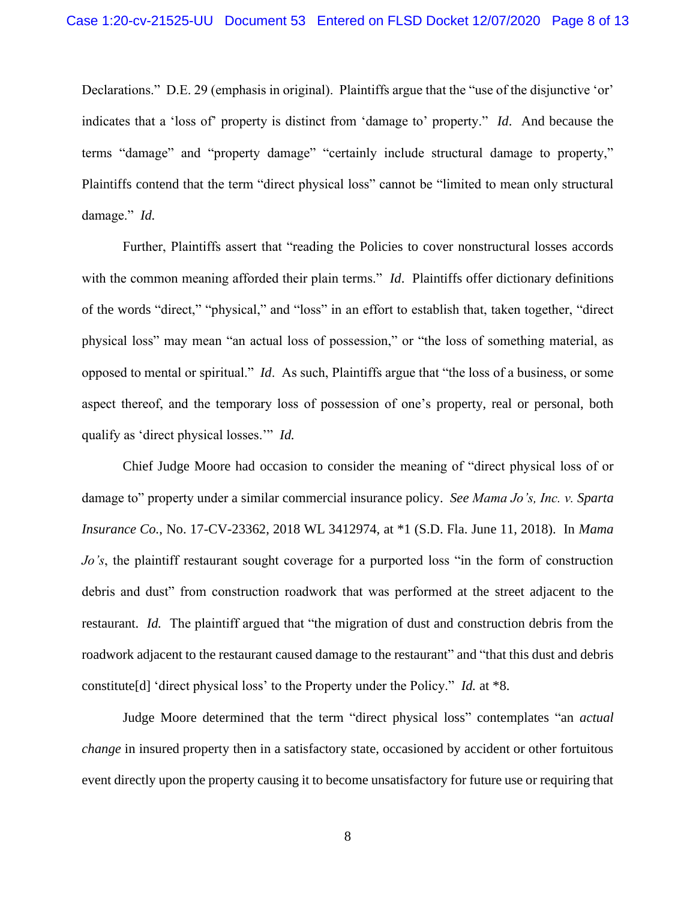Declarations." D.E. 29 (emphasis in original). Plaintiffs argue that the "use of the disjunctive 'or' indicates that a 'loss of' property is distinct from 'damage to' property." *Id*. And because the terms "damage" and "property damage" "certainly include structural damage to property," Plaintiffs contend that the term "direct physical loss" cannot be "limited to mean only structural damage." *Id.*

Further, Plaintiffs assert that "reading the Policies to cover nonstructural losses accords with the common meaning afforded their plain terms." *Id*. Plaintiffs offer dictionary definitions of the words "direct," "physical," and "loss" in an effort to establish that, taken together, "direct physical loss" may mean "an actual loss of possession," or "the loss of something material, as opposed to mental or spiritual." *Id*. As such, Plaintiffs argue that "the loss of a business, or some aspect thereof, and the temporary loss of possession of one's property, real or personal, both qualify as 'direct physical losses.'" *Id.*

Chief Judge Moore had occasion to consider the meaning of "direct physical loss of or damage to" property under a similar commercial insurance policy. *See Mama Jo's, Inc. v. Sparta Insurance Co.*, No. 17-CV-23362, 2018 WL 3412974, at *1 (S.D. Fla. June 11, 2018). In *Mama Jo's*, the plaintiff restaurant sought coverage for a purported loss "in the form of construction debris and dust" from construction roadwork that was performed at the street adjacent to the restaurant. *Id.* The plaintiff argued that "the migration of dust and construction debris from the roadwork adjacent to the restaurant caused damage to the restaurant" and "that this dust and debris constitute[d] 'direct physical loss' to the Property under the Policy." *Id.* at *8.

Judge Moore determined that the term "direct physical loss" contemplates "an *actual change* in insured property then in a satisfactory state, occasioned by accident or other fortuitous event directly upon the property causing it to become unsatisfactory for future use or requiring that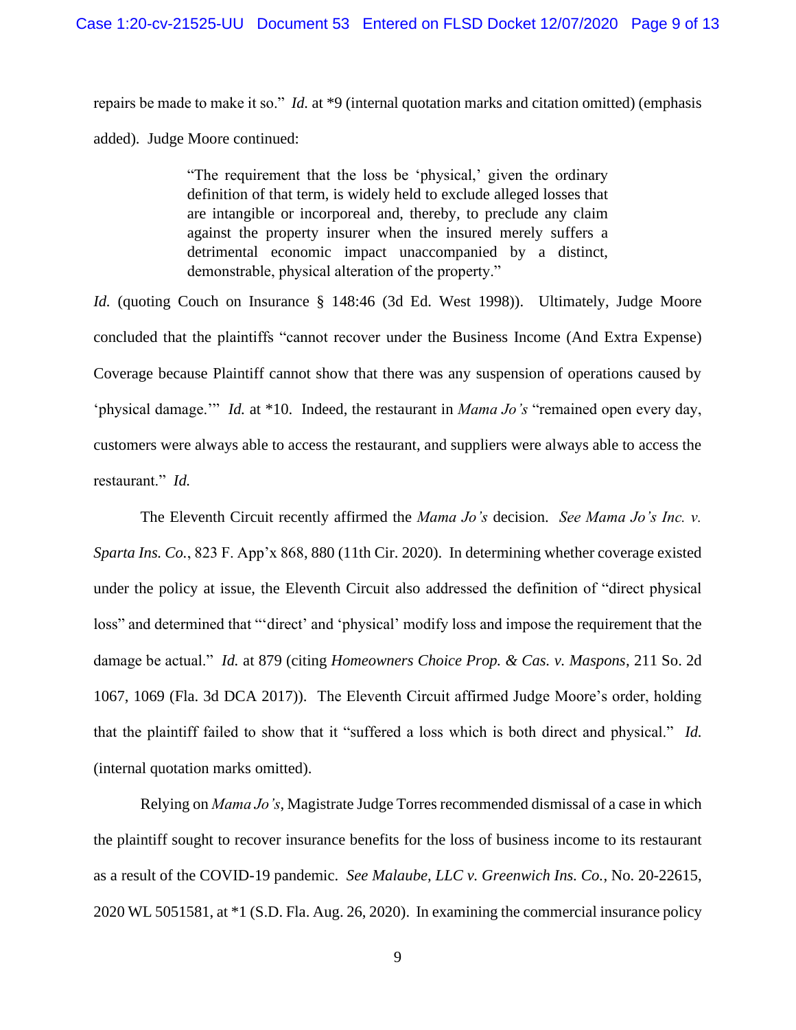repairs be made to make it so." *Id.* at *9 (internal quotation marks and citation omitted) (emphasis added). Judge Moore continued:

> "The requirement that the loss be 'physical,' given the ordinary definition of that term, is widely held to exclude alleged losses that are intangible or incorporeal and, thereby, to preclude any claim against the property insurer when the insured merely suffers a detrimental economic impact unaccompanied by a distinct, demonstrable, physical alteration of the property."

*Id.* (quoting Couch on Insurance § 148:46 (3d Ed. West 1998)). Ultimately, Judge Moore concluded that the plaintiffs "cannot recover under the Business Income (And Extra Expense) Coverage because Plaintiff cannot show that there was any suspension of operations caused by 'physical damage.'" *Id.* at *10. Indeed, the restaurant in *Mama Jo's* "remained open every day, customers were always able to access the restaurant, and suppliers were always able to access the restaurant." *Id.*

The Eleventh Circuit recently affirmed the *Mama Jo's* decision. *See Mama Jo's Inc. v. Sparta Ins. Co.*, 823 F. App'x 868, 880 (11th Cir. 2020). In determining whether coverage existed under the policy at issue, the Eleventh Circuit also addressed the definition of "direct physical loss" and determined that "'direct' and 'physical' modify loss and impose the requirement that the damage be actual." *Id.* at 879 (citing *Homeowners Choice Prop. & Cas. v. Maspons*, 211 So. 2d 1067, 1069 (Fla. 3d DCA 2017)). The Eleventh Circuit affirmed Judge Moore's order, holding that the plaintiff failed to show that it "suffered a loss which is both direct and physical." *Id.* (internal quotation marks omitted).

Relying on *Mama Jo's*, Magistrate Judge Torres recommended dismissal of a case in which the plaintiff sought to recover insurance benefits for the loss of business income to its restaurant as a result of the COVID-19 pandemic. *See Malaube, LLC v. Greenwich Ins. Co.*, No. 20-22615, 2020 WL 5051581, at *1 (S.D. Fla. Aug. 26, 2020). In examining the commercial insurance policy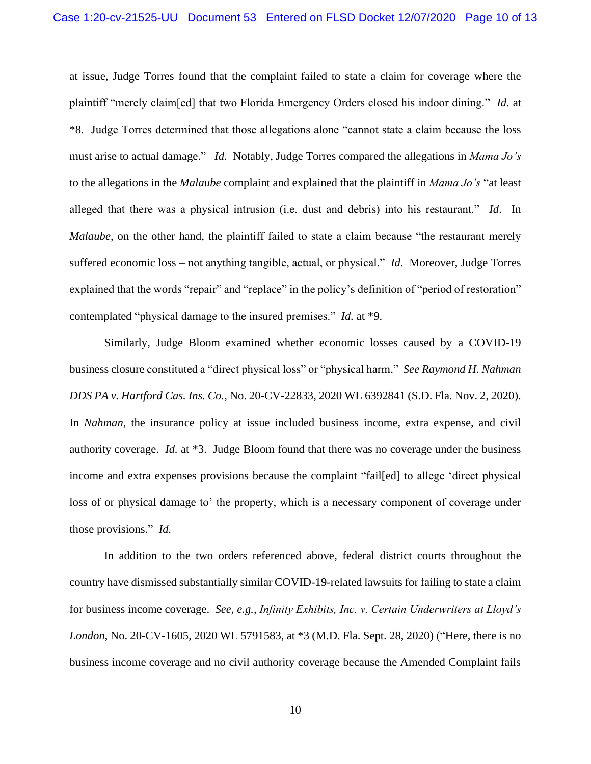at issue, Judge Torres found that the complaint failed to state a claim for coverage where the plaintiff "merely claim[ed] that two Florida Emergency Orders closed his indoor dining." *Id.* at *8. Judge Torres determined that those allegations alone "cannot state a claim because the loss must arise to actual damage." *Id.* Notably, Judge Torres compared the allegations in *Mama Jo's* to the allegations in the *Malaube* complaint and explained that the plaintiff in *Mama Jo's* "at least alleged that there was a physical intrusion (i.e. dust and debris) into his restaurant." *Id*. In *Malaube*, on the other hand, the plaintiff failed to state a claim because "the restaurant merely suffered economic loss – not anything tangible, actual, or physical." *Id*. Moreover, Judge Torres explained that the words "repair" and "replace" in the policy's definition of "period of restoration" contemplated "physical damage to the insured premises." *Id.* at *9.

Similarly, Judge Bloom examined whether economic losses caused by a COVID-19 business closure constituted a "direct physical loss" or "physical harm." *See Raymond H. Nahman DDS PA v. Hartford Cas. Ins. Co.*, No. 20-CV-22833, 2020 WL 6392841 (S.D. Fla. Nov. 2, 2020). In *Nahman*, the insurance policy at issue included business income, extra expense, and civil authority coverage. *Id.* at *3. Judge Bloom found that there was no coverage under the business income and extra expenses provisions because the complaint "fail[ed] to allege 'direct physical loss of or physical damage to' the property, which is a necessary component of coverage under those provisions." *Id.*

In addition to the two orders referenced above, federal district courts throughout the country have dismissed substantially similar COVID-19-related lawsuits for failing to state a claim for business income coverage. *See, e.g.*, *Infinity Exhibits, Inc. v. Certain Underwriters at Lloyd's London*, No. 20-CV-1605, 2020 WL 5791583, at *3 (M.D. Fla. Sept. 28, 2020) ("Here, there is no business income coverage and no civil authority coverage because the Amended Complaint fails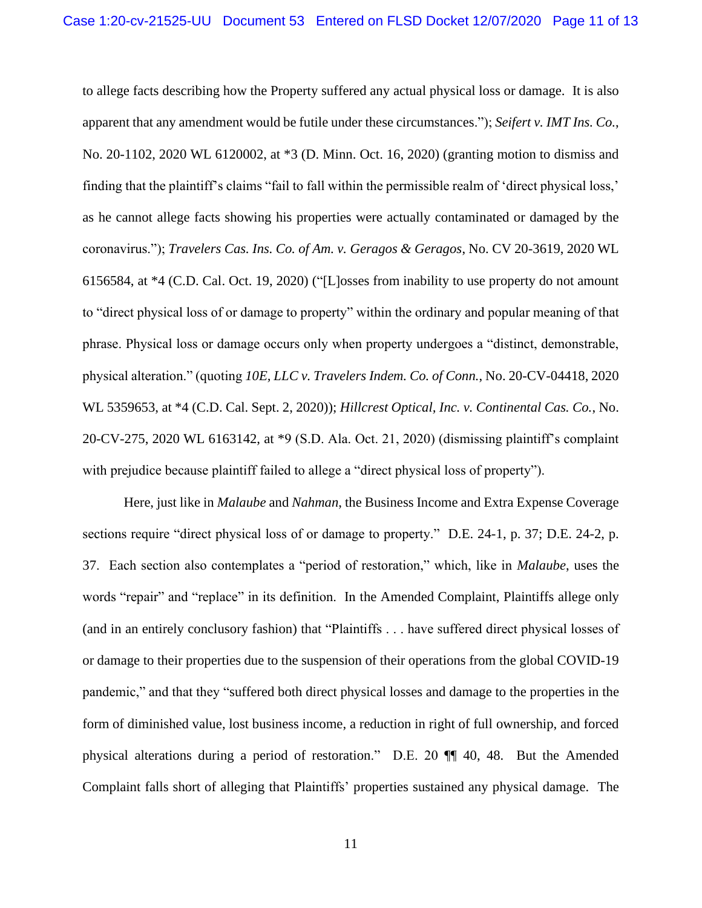to allege facts describing how the Property suffered any actual physical loss or damage. It is also apparent that any amendment would be futile under these circumstances."); *Seifert v. IMT Ins. Co.*, No. 20-1102, 2020 WL 6120002, at *3 (D. Minn. Oct. 16, 2020) (granting motion to dismiss and finding that the plaintiff's claims "fail to fall within the permissible realm of 'direct physical loss,' as he cannot allege facts showing his properties were actually contaminated or damaged by the coronavirus."); *Travelers Cas. Ins. Co. of Am. v. Geragos & Geragos*, No. CV 20-3619, 2020 WL 6156584, at *4 (C.D. Cal. Oct. 19, 2020) ("[L]osses from inability to use property do not amount to "direct physical loss of or damage to property" within the ordinary and popular meaning of that phrase. Physical loss or damage occurs only when property undergoes a "distinct, demonstrable, physical alteration." (quoting *10E, LLC v. Travelers Indem. Co. of Conn.*, No. 20-CV-04418, 2020 WL 5359653, at *4 (C.D. Cal. Sept. 2, 2020)); *Hillcrest Optical, Inc. v. Continental Cas. Co.*, No. 20-CV-275, 2020 WL 6163142, at *9 (S.D. Ala. Oct. 21, 2020) (dismissing plaintiff's complaint with prejudice because plaintiff failed to allege a "direct physical loss of property").

Here, just like in *Malaube* and *Nahman*, the Business Income and Extra Expense Coverage sections require "direct physical loss of or damage to property." D.E. 24-1, p. 37; D.E. 24-2, p. 37. Each section also contemplates a "period of restoration," which, like in *Malaube*, uses the words "repair" and "replace" in its definition. In the Amended Complaint, Plaintiffs allege only (and in an entirely conclusory fashion) that "Plaintiffs . . . have suffered direct physical losses of or damage to their properties due to the suspension of their operations from the global COVID-19 pandemic," and that they "suffered both direct physical losses and damage to the properties in the form of diminished value, lost business income, a reduction in right of full ownership, and forced physical alterations during a period of restoration." D.E. 20 ¶¶ 40, 48. But the Amended Complaint falls short of alleging that Plaintiffs' properties sustained any physical damage. The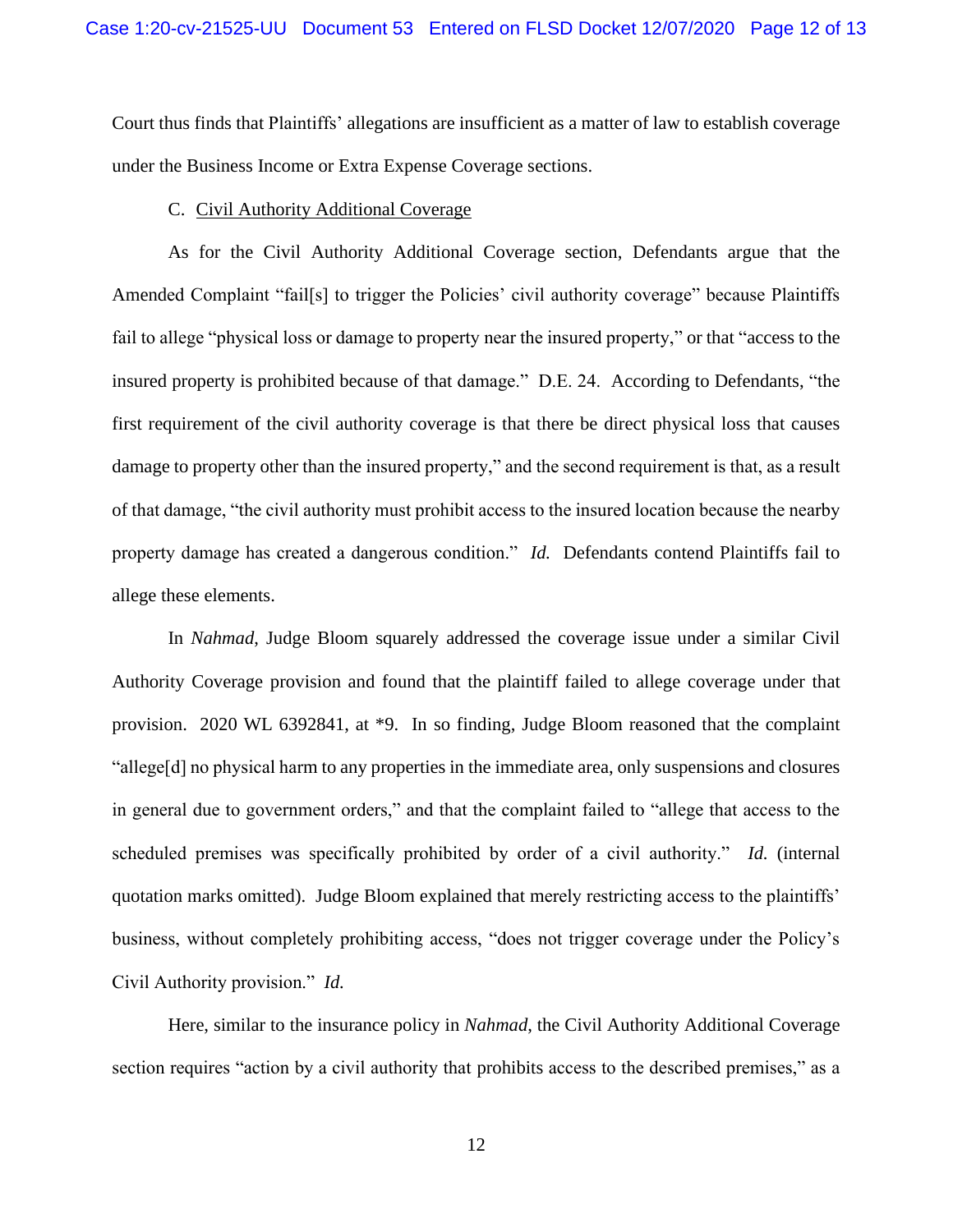Court thus finds that Plaintiffs' allegations are insufficient as a matter of law to establish coverage under the Business Income or Extra Expense Coverage sections.

C. Civil Authority Additional Coverage

As for the Civil Authority Additional Coverage section, Defendants argue that the Amended Complaint "fail[s] to trigger the Policies' civil authority coverage" because Plaintiffs fail to allege "physical loss or damage to property near the insured property," or that "access to the insured property is prohibited because of that damage." D.E. 24. According to Defendants, "the first requirement of the civil authority coverage is that there be direct physical loss that causes damage to property other than the insured property," and the second requirement is that, as a result of that damage, "the civil authority must prohibit access to the insured location because the nearby property damage has created a dangerous condition." *Id.* Defendants contend Plaintiffs fail to allege these elements.

In *Nahmad*, Judge Bloom squarely addressed the coverage issue under a similar Civil Authority Coverage provision and found that the plaintiff failed to allege coverage under that provision. 2020 WL 6392841, at *9. In so finding, Judge Bloom reasoned that the complaint "allege[d] no physical harm to any properties in the immediate area, only suspensions and closures in general due to government orders," and that the complaint failed to "allege that access to the scheduled premises was specifically prohibited by order of a civil authority." *Id.* (internal quotation marks omitted). Judge Bloom explained that merely restricting access to the plaintiffs' business, without completely prohibiting access, "does not trigger coverage under the Policy's Civil Authority provision." *Id.*

Here, similar to the insurance policy in *Nahmad*, the Civil Authority Additional Coverage section requires "action by a civil authority that prohibits access to the described premises," as a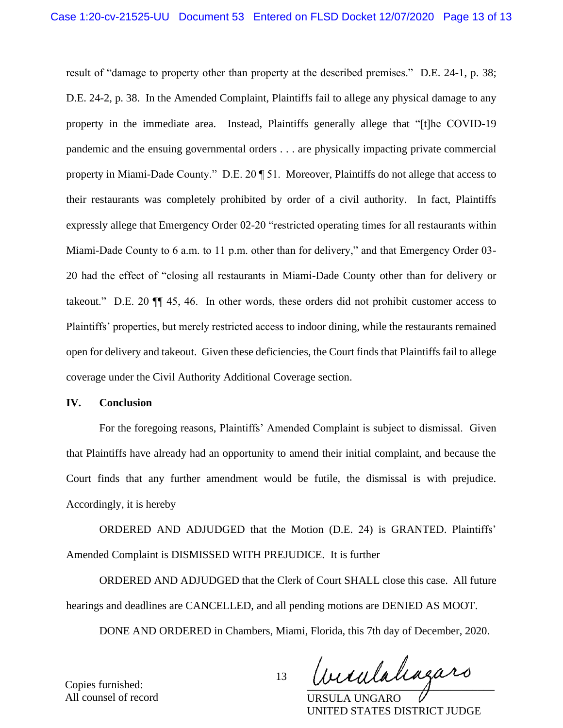result of "damage to property other than property at the described premises." D.E. 24-1, p. 38; D.E. 24-2, p. 38. In the Amended Complaint, Plaintiffs fail to allege any physical damage to any property in the immediate area. Instead, Plaintiffs generally allege that "[t]he COVID-19 pandemic and the ensuing governmental orders . . . are physically impacting private commercial property in Miami-Dade County." D.E. 20 ¶ 51. Moreover, Plaintiffs do not allege that access to their restaurants was completely prohibited by order of a civil authority. In fact, Plaintiffs expressly allege that Emergency Order 02-20 "restricted operating times for all restaurants within Miami-Dade County to 6 a.m. to 11 p.m. other than for delivery," and that Emergency Order 03-20 had the effect of "closing all restaurants in Miami-Dade County other than for delivery or takeout." D.E. 20 ¶¶ 45, 46. In other words, these orders did not prohibit customer access to Plaintiffs' properties, but merely restricted access to indoor dining, while the restaurants remained open for delivery and takeout. Given these deficiencies, the Court finds that Plaintiffs fail to allege coverage under the Civil Authority Additional Coverage section.

## IV. Conclusion

For the foregoing reasons, Plaintiffs' Amended Complaint is subject to dismissal. Given that Plaintiffs have already had an opportunity to amend their initial complaint, and because the Court finds that any further amendment would be futile, the dismissal is with prejudice. Accordingly, it is hereby

ORDERED AND ADJUDGED that the Motion (D.E. 24) is GRANTED. Plaintiffs' Amended Complaint is DISMISSED WITH PREJUDICE. It is further

ORDERED AND ADJUDGED that the Clerk of Court SHALL close this case. All future hearings and deadlines are CANCELLED, and all pending motions are DENIED AS MOOT.

DONE AND ORDERED in Chambers, Miami, Florida, this 7th day of December, 2020.

URSULA UNGARO
UNITED STATES DISTRICT JUDGE

Copies furnished:
All counsel of record